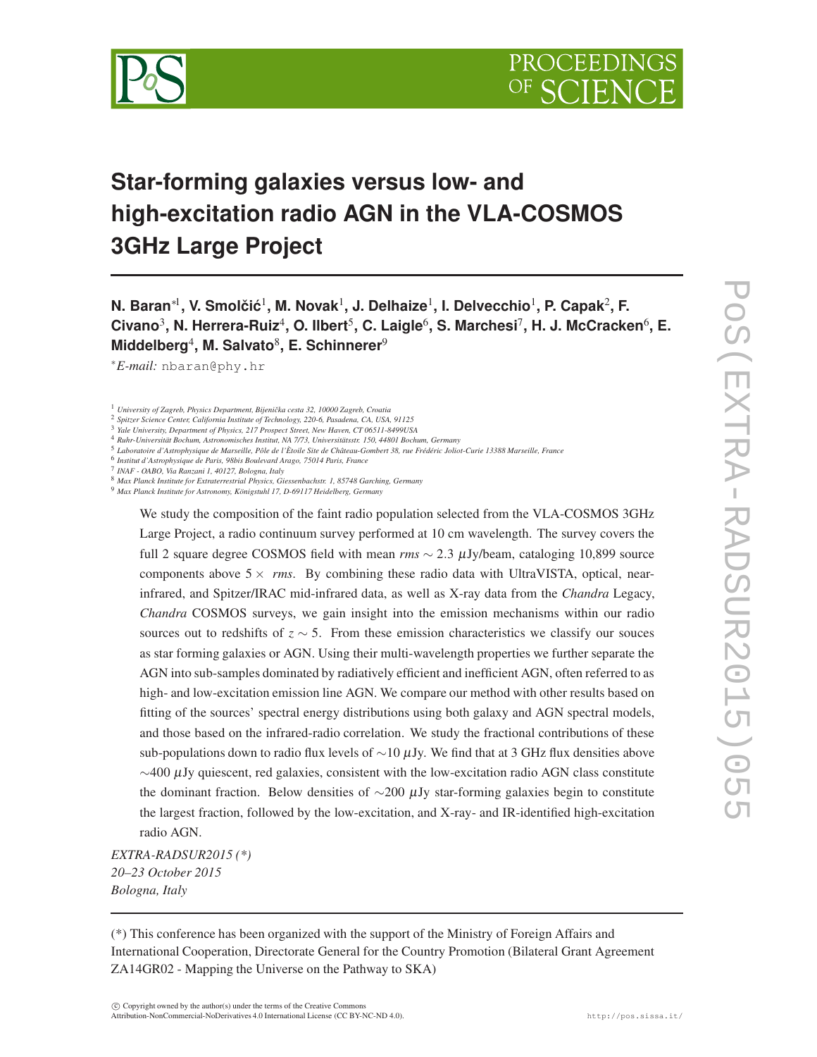# Star-forming galaxies versus low- and high-excitation radio AGN in the VLA-COSMOS 3GHz Large Project

**N. Baran**[*1], **V. Smolčić**[1], **M. Novak**[1], **J. Delhaize**[1], **I. Delvecchio**[1], **P. Capak**[2], **F. Civano**[3], **N. Herrera-Ruiz**[4], **O. Ilbert**[5], **C. Laigle**[6], **S. Marchesi**[7], **H. J. McCracken**[6], **E. Middelberg**[4], **M. Salvato**[8], **E. Schinnerer**[9]

[*] *E-mail:* nbaran@phy.hr

[1] University of Zagreb, Physics Department, Bijenička cesta 32, 10000 Zagreb, Croatia
[2] Spitzer Science Center, California Institute of Technology, 220-6, Pasadena, CA, USA, 91125
[3] Yale University, Department of Physics, 217 Prospect Street, New Haven, CT 06511-8499USA
[4] Ruhr-Universität Bochum, Astronomisches Institut, NA 7/73, Universitätsstr. 150, 44801 Bochum, Germany
[5] Laboratoire d'Astrophysique de Marseille, Pôle de l'Étoile Site de Château-Gombert 38, rue Frédéric Joliot-Curie 13388 Marseille, France
[6] Institut d'Astrophysique de Paris, 98bis Boulevard Arago, 75014 Paris, France
[7] INAF - OABO, Via Ranzani 1, 40127, Bologna, Italy
[8] Max Planck Institute for Extraterrestrial Physics, Giessenbachstr. 1, 85748 Garching, Germany
[9] Max Planck Institute for Astronomy, Königstuhl 17, D-69117 Heidelberg, Germany

We study the composition of the faint radio population selected from the VLA-COSMOS 3GHz Large Project, a radio continuum survey performed at 10 cm wavelength. The survey covers the full 2 square degree COSMOS field with mean $rms \sim 2.3$ $\mu$Jy/beam, cataloging 10,899 source components above $5\times$ *rms*. By combining these radio data with UltraVISTA, optical, near-infrared, and Spitzer/IRAC mid-infrared data, as well as X-ray data from the *Chandra* Legacy, *Chandra* COSMOS surveys, we gain insight into the emission mechanisms within our radio sources out to redshifts of $z \sim 5$. From these emission characteristics we classify our souces as star forming galaxies or AGN. Using their multi-wavelength properties we further separate the AGN into sub-samples dominated by radiatively efficient and inefficient AGN, often referred to as high- and low-excitation emission line AGN. We compare our method with other results based on fitting of the sources' spectral energy distributions using both galaxy and AGN spectral models, and those based on the infrared-radio correlation. We study the fractional contributions of these sub-populations down to radio flux levels of $\sim$10 $\mu$Jy. We find that at 3 GHz flux densities above $\sim$400 $\mu$Jy quiescent, red galaxies, consistent with the low-excitation radio AGN class constitute the dominant fraction. Below densities of $\sim$200 $\mu$Jy star-forming galaxies begin to constitute the largest fraction, followed by the low-excitation, and X-ray- and IR-identified high-excitation radio AGN.

*EXTRA-RADSUR2015 (\*)*
*20–23 October 2015*
*Bologna, Italy*

(\*) This conference has been organized with the support of the Ministry of Foreign Affairs and International Cooperation, Directorate General for the Country Promotion (Bilateral Grant Agreement ZA14GR02 - Mapping the Universe on the Pathway to SKA)

© Copyright owned by the author(s) under the terms of the Creative Commons Attribution-NonCommercial-NoDerivatives 4.0 International License (CC BY-NC-ND 4.0).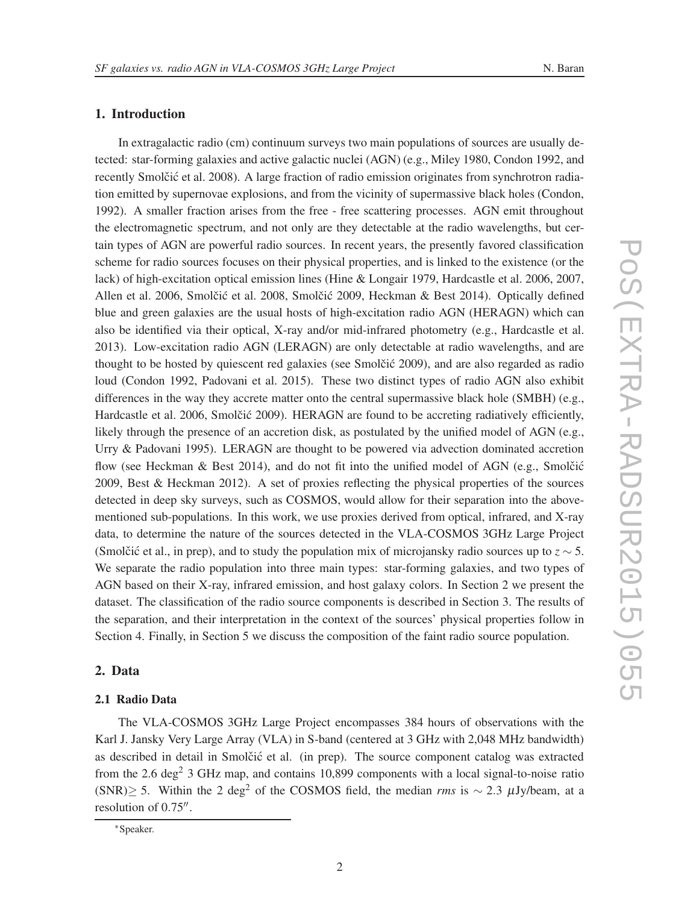## 1. Introduction

In extragalactic radio (cm) continuum surveys two main populations of sources are usually detected: star-forming galaxies and active galactic nuclei (AGN) (e.g., Miley 1980, Condon 1992, and recently Smolčić et al. 2008). A large fraction of radio emission originates from synchrotron radiation emitted by supernovae explosions, and from the vicinity of supermassive black holes (Condon, 1992). A smaller fraction arises from the free - free scattering processes. AGN emit throughout the electromagnetic spectrum, and not only are they detectable at the radio wavelengths, but certain types of AGN are powerful radio sources. In recent years, the presently favored classification scheme for radio sources focuses on their physical properties, and is linked to the existence (or the lack) of high-excitation optical emission lines (Hine & Longair 1979, Hardcastle et al. 2006, 2007, Allen et al. 2006, Smolčić et al. 2008, Smolčić 2009, Heckman & Best 2014). Optically defined blue and green galaxies are the usual hosts of high-excitation radio AGN (HERAGN) which can also be identified via their optical, X-ray and/or mid-infrared photometry (e.g., Hardcastle et al. 2013). Low-excitation radio AGN (LERAGN) are only detectable at radio wavelengths, and are thought to be hosted by quiescent red galaxies (see Smolčić 2009), and are also regarded as radio loud (Condon 1992, Padovani et al. 2015). These two distinct types of radio AGN also exhibit differences in the way they accrete matter onto the central supermassive black hole (SMBH) (e.g., Hardcastle et al. 2006, Smolčić 2009). HERAGN are found to be accreting radiatively efficiently, likely through the presence of an accretion disk, as postulated by the unified model of AGN (e.g., Urry & Padovani 1995). LERAGN are thought to be powered via advection dominated accretion flow (see Heckman & Best 2014), and do not fit into the unified model of AGN (e.g., Smolčić 2009, Best & Heckman 2012). A set of proxies reflecting the physical properties of the sources detected in deep sky surveys, such as COSMOS, would allow for their separation into the above-mentioned sub-populations. In this work, we use proxies derived from optical, infrared, and X-ray data, to determine the nature of the sources detected in the VLA-COSMOS 3GHz Large Project (Smolčić et al., in prep), and to study the population mix of microjansky radio sources up to $z \sim 5$. We separate the radio population into three main types: star-forming galaxies, and two types of AGN based on their X-ray, infrared emission, and host galaxy colors. In Section 2 we present the dataset. The classification of the radio source components is described in Section 3. The results of the separation, and their interpretation in the context of the sources' physical properties follow in Section 4. Finally, in Section 5 we discuss the composition of the faint radio source population.

## 2. Data

### 2.1 Radio Data

The VLA-COSMOS 3GHz Large Project encompasses 384 hours of observations with the Karl J. Jansky Very Large Array (VLA) in S-band (centered at 3 GHz with 2,048 MHz bandwidth) as described in detail in Smolčić et al. (in prep). The source component catalog was extracted from the 2.6 deg$^2$ 3 GHz map, and contains 10,899 components with a local signal-to-noise ratio (SNR)$\geq$ 5. Within the 2 deg$^2$ of the COSMOS field, the median *rms* is $\sim$ 2.3 $\mu$Jy/beam, at a resolution of $0.75''$.

*Speaker.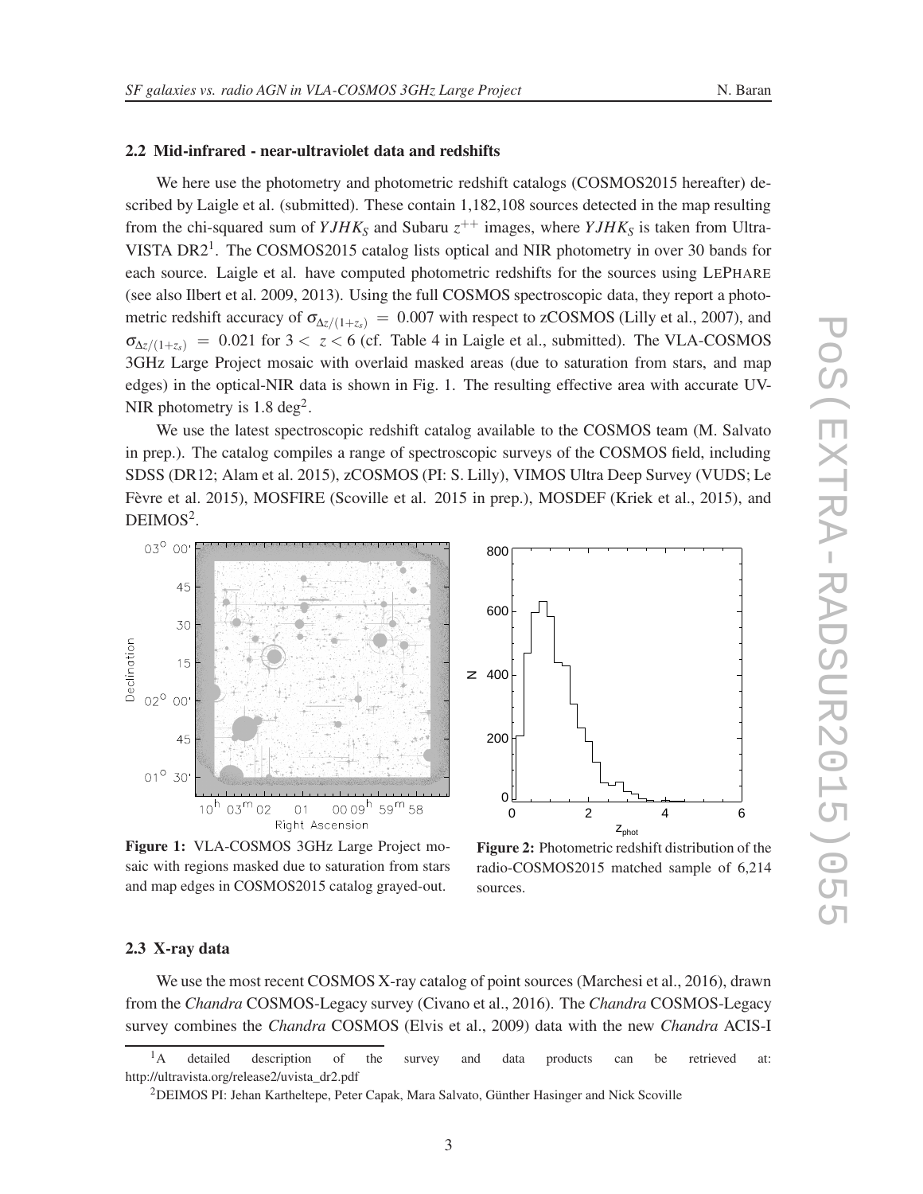### 2.2 Mid-infrared - near-ultraviolet data and redshifts

We here use the photometry and photometric redshift catalogs (COSMOS2015 hereafter) described by Laigle et al. (submitted). These contain 1,182,108 sources detected in the map resulting from the chi-squared sum of $YJHK_S$ and Subaru $z^{++}$ images, where $YJHK_S$ is taken from UltraVISTA DR2[1]. The COSMOS2015 catalog lists optical and NIR photometry in over 30 bands for each source. Laigle et al. have computed photometric redshifts for the sources using LEPHARE (see also Ilbert et al. 2009, 2013). Using the full COSMOS spectroscopic data, they report a photometric redshift accuracy of $\sigma_{\Delta z/(1+z_s)} = 0.007$ with respect to zCOSMOS (Lilly et al., 2007), and $\sigma_{\Delta z/(1+z_s)} = 0.021$ for $3 < z < 6$ (cf. Table 4 in Laigle et al., submitted). The VLA-COSMOS 3GHz Large Project mosaic with overlaid masked areas (due to saturation from stars, and map edges) in the optical-NIR data is shown in Fig. 1. The resulting effective area with accurate UV-NIR photometry is 1.8 deg$^2$.

We use the latest spectroscopic redshift catalog available to the COSMOS team (M. Salvato in prep.). The catalog compiles a range of spectroscopic surveys of the COSMOS field, including SDSS (DR12; Alam et al. 2015), zCOSMOS (PI: S. Lilly), VIMOS Ultra Deep Survey (VUDS; Le Fèvre et al. 2015), MOSFIRE (Scoville et al. 2015 in prep.), MOSDEF (Kriek et al., 2015), and DEIMOS[2].

**Figure 1:** VLA-COSMOS 3GHz Large Project mosaic with regions masked due to saturation from stars and map edges in COSMOS2015 catalog grayed-out.

**Figure 2:** Photometric redshift distribution of the radio-COSMOS2015 matched sample of 6,214 sources.

### 2.3 X-ray data

We use the most recent COSMOS X-ray catalog of point sources (Marchesi et al., 2016), drawn from the *Chandra* COSMOS-Legacy survey (Civano et al., 2016). The *Chandra* COSMOS-Legacy survey combines the *Chandra* COSMOS (Elvis et al., 2009) data with the new *Chandra* ACIS-I

[1] A detailed description of the survey and data products can be retrieved at: http://ultravista.org/release2/uvista_dr2.pdf

[2] DEIMOS PI: Jehan Kartheltepe, Peter Capak, Mara Salvato, Günther Hasinger and Nick Scoville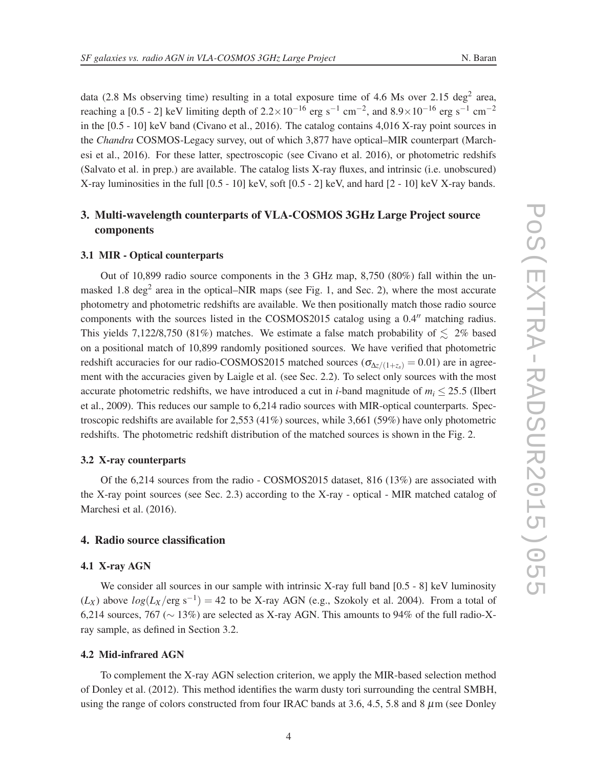data (2.8 Ms observing time) resulting in a total exposure time of 4.6 Ms over 2.15 deg$^2$ area, reaching a [0.5 - 2] keV limiting depth of $2.2\times10^{-16}$ erg s$^{-1}$ cm$^{-2}$, and $8.9\times10^{-16}$ erg s$^{-1}$ cm$^{-2}$ in the [0.5 - 10] keV band (Civano et al., 2016). The catalog contains 4,016 X-ray point sources in the *Chandra* COSMOS-Legacy survey, out of which 3,877 have optical–MIR counterpart (Marchesi et al., 2016). For these latter, spectroscopic (see Civano et al. 2016), or photometric redshifs (Salvato et al. in prep.) are available. The catalog lists X-ray fluxes, and intrinsic (i.e. unobscured) X-ray luminosities in the full [0.5 - 10] keV, soft [0.5 - 2] keV, and hard [2 - 10] keV X-ray bands.

## 3. Multi-wavelength counterparts of VLA-COSMOS 3GHz Large Project source components

### 3.1 MIR - Optical counterparts

Out of 10,899 radio source components in the 3 GHz map, 8,750 (80%) fall within the unmasked 1.8 deg$^2$ area in the optical–NIR maps (see Fig. 1, and Sec. 2), where the most accurate photometry and photometric redshifts are available. We then positionally match those radio source components with the sources listed in the COSMOS2015 catalog using a $0.4''$ matching radius. This yields 7,122/8,750 (81%) matches. We estimate a false match probability of $\lesssim$ 2% based on a positional match of 10,899 randomly positioned sources. We have verified that photometric redshift accuracies for our radio-COSMOS2015 matched sources ($\sigma_{\Delta z/(1+z_s)} = 0.01$) are in agreement with the accuracies given by Laigle et al. (see Sec. 2.2). To select only sources with the most accurate photometric redshifts, we have introduced a cut in *i*-band magnitude of $m_i \leq 25.5$ (Ilbert et al., 2009). This reduces our sample to 6,214 radio sources with MIR-optical counterparts. Spectroscopic redshifts are available for 2,553 (41%) sources, while 3,661 (59%) have only photometric redshifts. The photometric redshift distribution of the matched sources is shown in the Fig. 2.

### 3.2 X-ray counterparts

Of the 6,214 sources from the radio - COSMOS2015 dataset, 816 (13%) are associated with the X-ray point sources (see Sec. 2.3) according to the X-ray - optical - MIR matched catalog of Marchesi et al. (2016).

## 4. Radio source classification

### 4.1 X-ray AGN

We consider all sources in our sample with intrinsic X-ray full band [0.5 - 8] keV luminosity ($L_X$) above $log(L_X/\text{erg s}^{-1}) = 42$ to be X-ray AGN (e.g., Szokoly et al. 2004). From a total of 6,214 sources, 767 ($\sim$ 13%) are selected as X-ray AGN. This amounts to 94% of the full radio-X-ray sample, as defined in Section 3.2.

### 4.2 Mid-infrared AGN

To complement the X-ray AGN selection criterion, we apply the MIR-based selection method of Donley et al. (2012). This method identifies the warm dusty tori surrounding the central SMBH, using the range of colors constructed from four IRAC bands at 3.6, 4.5, 5.8 and 8 $\mu$m (see Donley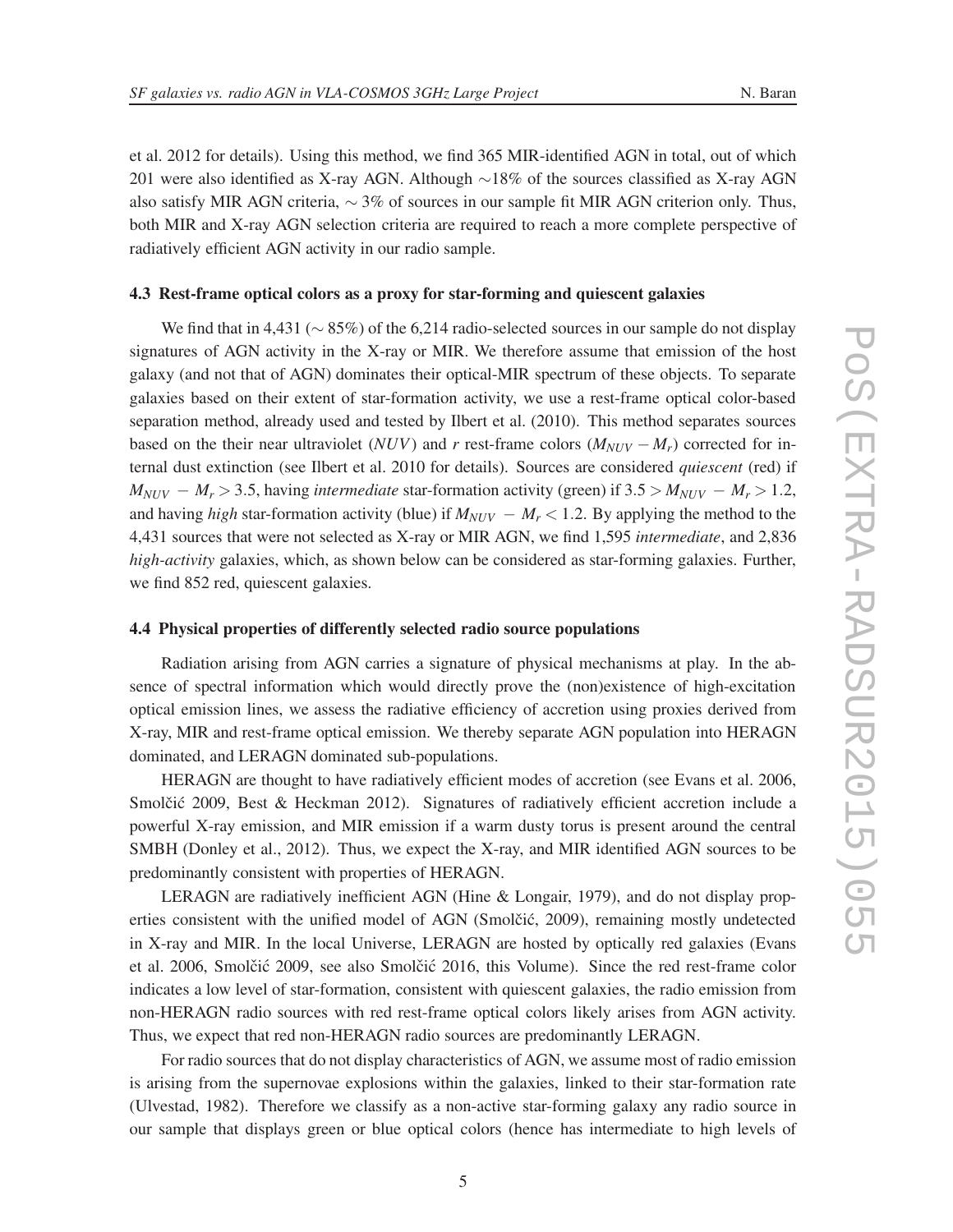et al. 2012 for details). Using this method, we find 365 MIR-identified AGN in total, out of which 201 were also identified as X-ray AGN. Although $\sim$18% of the sources classified as X-ray AGN also satisfy MIR AGN criteria, $\sim$ 3% of sources in our sample fit MIR AGN criterion only. Thus, both MIR and X-ray AGN selection criteria are required to reach a more complete perspective of radiatively efficient AGN activity in our radio sample.

### 4.3 Rest-frame optical colors as a proxy for star-forming and quiescent galaxies

We find that in 4,431 ($\sim$ 85%) of the 6,214 radio-selected sources in our sample do not display signatures of AGN activity in the X-ray or MIR. We therefore assume that emission of the host galaxy (and not that of AGN) dominates their optical-MIR spectrum of these objects. To separate galaxies based on their extent of star-formation activity, we use a rest-frame optical color-based separation method, already used and tested by Ilbert et al. (2010). This method separates sources based on the their near ultraviolet ($NUV$) and $r$ rest-frame colors ($M_{NUV} - M_r$) corrected for internal dust extinction (see Ilbert et al. 2010 for details). Sources are considered *quiescent* (red) if $M_{NUV} - M_r > 3.5$, having *intermediate* star-formation activity (green) if $3.5 > M_{NUV} - M_r > 1.2$, and having *high* star-formation activity (blue) if $M_{NUV} - M_r < 1.2$. By applying the method to the 4,431 sources that were not selected as X-ray or MIR AGN, we find 1,595 *intermediate*, and 2,836 *high-activity* galaxies, which, as shown below can be considered as star-forming galaxies. Further, we find 852 red, quiescent galaxies.

### 4.4 Physical properties of differently selected radio source populations

Radiation arising from AGN carries a signature of physical mechanisms at play. In the absence of spectral information which would directly prove the (non)existence of high-excitation optical emission lines, we assess the radiative efficiency of accretion using proxies derived from X-ray, MIR and rest-frame optical emission. We thereby separate AGN population into HERAGN dominated, and LERAGN dominated sub-populations.

HERAGN are thought to have radiatively efficient modes of accretion (see Evans et al. 2006, Smolčić 2009, Best & Heckman 2012). Signatures of radiatively efficient accretion include a powerful X-ray emission, and MIR emission if a warm dusty torus is present around the central SMBH (Donley et al., 2012). Thus, we expect the X-ray, and MIR identified AGN sources to be predominantly consistent with properties of HERAGN.

LERAGN are radiatively inefficient AGN (Hine & Longair, 1979), and do not display properties consistent with the unified model of AGN (Smolčić, 2009), remaining mostly undetected in X-ray and MIR. In the local Universe, LERAGN are hosted by optically red galaxies (Evans et al. 2006, Smolčić 2009, see also Smolčić 2016, this Volume). Since the red rest-frame color indicates a low level of star-formation, consistent with quiescent galaxies, the radio emission from non-HERAGN radio sources with red rest-frame optical colors likely arises from AGN activity. Thus, we expect that red non-HERAGN radio sources are predominantly LERAGN.

For radio sources that do not display characteristics of AGN, we assume most of radio emission is arising from the supernovae explosions within the galaxies, linked to their star-formation rate (Ulvestad, 1982). Therefore we classify as a non-active star-forming galaxy any radio source in our sample that displays green or blue optical colors (hence has intermediate to high levels of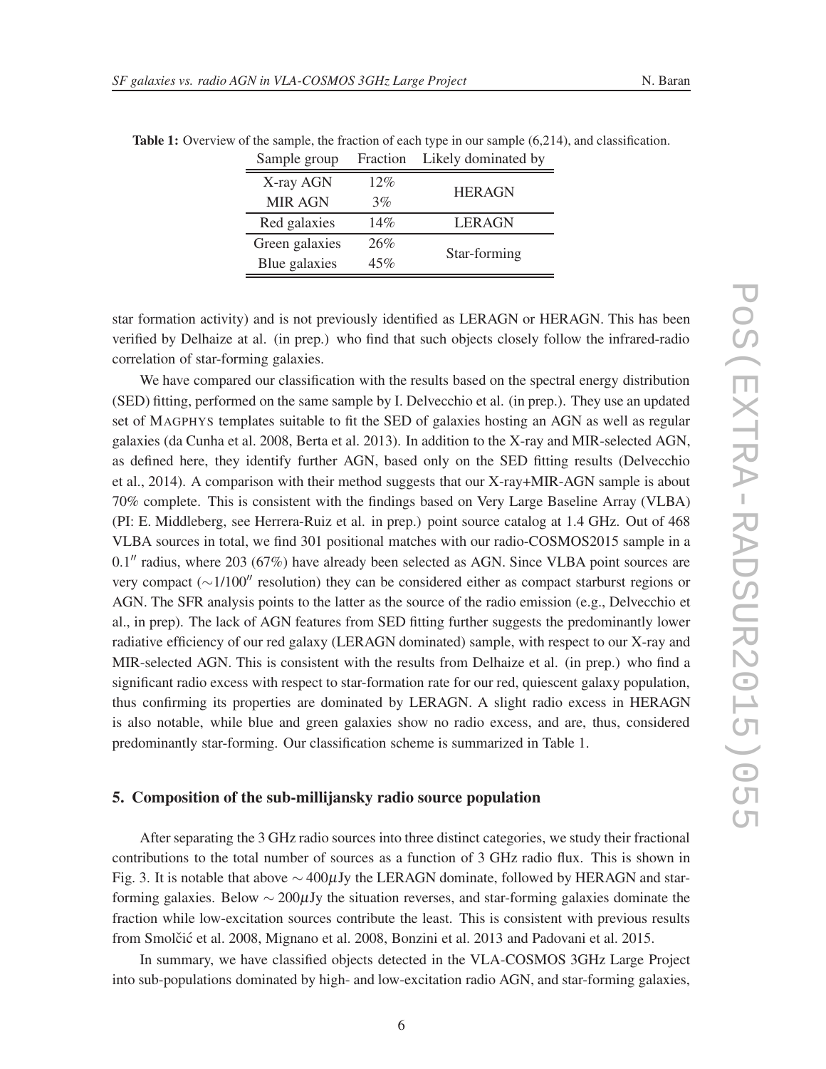**Table 1:** Overview of the sample, the fraction of each type in our sample (6,214), and classification.

| Sample group | Fraction | Likely dominated by |
|---|---|---|
| X-ray AGN | 12% | HERAGN |
| MIR AGN | 3% | |
| Red galaxies | 14% | LERAGN |
| Green galaxies | 26% | Star-forming |
| Blue galaxies | 45% | |

star formation activity) and is not previously identified as LERAGN or HERAGN. This has been verified by Delhaize at al. (in prep.) who find that such objects closely follow the infrared-radio correlation of star-forming galaxies.

We have compared our classification with the results based on the spectral energy distribution (SED) fitting, performed on the same sample by I. Delvecchio et al. (in prep.). They use an updated set of MAGPHYS templates suitable to fit the SED of galaxies hosting an AGN as well as regular galaxies (da Cunha et al. 2008, Berta et al. 2013). In addition to the X-ray and MIR-selected AGN, as defined here, they identify further AGN, based only on the SED fitting results (Delvecchio et al., 2014). A comparison with their method suggests that our X-ray+MIR-AGN sample is about 70% complete. This is consistent with the findings based on Very Large Baseline Array (VLBA) (PI: E. Middleberg, see Herrera-Ruiz et al. in prep.) point source catalog at 1.4 GHz. Out of 468 VLBA sources in total, we find 301 positional matches with our radio-COSMOS2015 sample in a $0.1''$ radius, where 203 (67%) have already been selected as AGN. Since VLBA point sources are very compact ($\sim$1/100$''$ resolution) they can be considered either as compact starburst regions or AGN. The SFR analysis points to the latter as the source of the radio emission (e.g., Delvecchio et al., in prep). The lack of AGN features from SED fitting further suggests the predominantly lower radiative efficiency of our red galaxy (LERAGN dominated) sample, with respect to our X-ray and MIR-selected AGN. This is consistent with the results from Delhaize et al. (in prep.) who find a significant radio excess with respect to star-formation rate for our red, quiescent galaxy population, thus confirming its properties are dominated by LERAGN. A slight radio excess in HERAGN is also notable, while blue and green galaxies show no radio excess, and are, thus, considered predominantly star-forming. Our classification scheme is summarized in Table 1.

## 5. Composition of the sub-millijansky radio source population

After separating the 3 GHz radio sources into three distinct categories, we study their fractional contributions to the total number of sources as a function of 3 GHz radio flux. This is shown in Fig. 3. It is notable that above $\sim 400\mu$Jy the LERAGN dominate, followed by HERAGN and star-forming galaxies. Below $\sim 200\mu$Jy the situation reverses, and star-forming galaxies dominate the fraction while low-excitation sources contribute the least. This is consistent with previous results from Smolčić et al. 2008, Mignano et al. 2008, Bonzini et al. 2013 and Padovani et al. 2015.

In summary, we have classified objects detected in the VLA-COSMOS 3GHz Large Project into sub-populations dominated by high- and low-excitation radio AGN, and star-forming galaxies,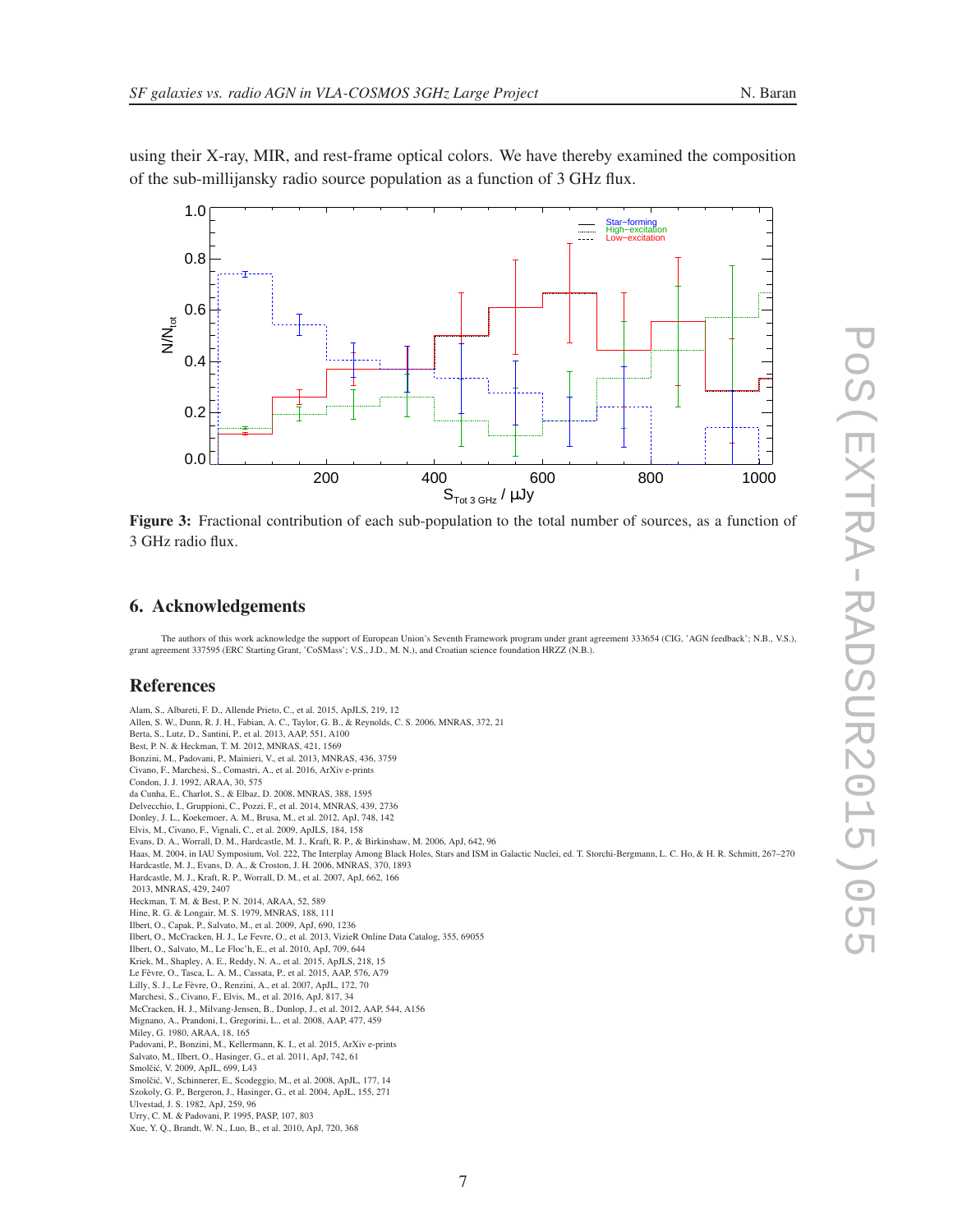using their X-ray, MIR, and rest-frame optical colors. We have thereby examined the composition of the sub-millijansky radio source population as a function of 3 GHz flux.

1.0
0.8
0.6
0.4
0.2
0.0
$N/N_{tot}$
200
400
600
800
1000
$S_{Tot\ 3\ GHz}$ / μJy
Star−forming
High−excitation
Low−excitation

**Figure 3:** Fractional contribution of each sub-population to the total number of sources, as a function of 3 GHz radio flux.

## 6. Acknowledgements

The authors of this work acknowledge the support of European Union's Seventh Framework program under grant agreement 333654 (CIG, 'AGN feedback'; N.B., V.S.), grant agreement 337595 (ERC Starting Grant, 'CoSMass'; V.S., J.D., M. N.), and Croatian science foundation HRZZ (N.B.).

## References

Alam, S., Albareti, F. D., Allende Prieto, C., et al. 2015, ApJLS, 219, 12
Allen, S. W., Dunn, R. J. H., Fabian, A. C., Taylor, G. B., & Reynolds, C. S. 2006, MNRAS, 372, 21
Berta, S., Lutz, D., Santini, P., et al. 2013, AAP, 551, A100
Best, P. N. & Heckman, T. M. 2012, MNRAS, 421, 1569
Bonzini, M., Padovani, P., Mainieri, V., et al. 2013, MNRAS, 436, 3759
Civano, F., Marchesi, S., Comastri, A., et al. 2016, ArXiv e-prints
Condon, J. J. 1992, ARAA, 30, 575
da Cunha, E., Charlot, S., & Elbaz, D. 2008, MNRAS, 388, 1595
Delvecchio, I., Gruppioni, C., Pozzi, F., et al. 2014, MNRAS, 439, 2736
Donley, J. L., Koekemoer, A. M., Brusa, M., et al. 2012, ApJ, 748, 142
Elvis, M., Civano, F., Vignali, C., et al. 2009, ApJLS, 184, 158
Evans, D. A., Worrall, D. M., Hardcastle, M. J., Kraft, R. P., & Birkinshaw, M. 2006, ApJ, 642, 96
Haas, M. 2004, in IAU Symposium, Vol. 222, The Interplay Among Black Holes, Stars and ISM in Galactic Nuclei, ed. T. Storchi-Bergmann, L. C. Ho, & H. R. Schmitt, 267–270
Hardcastle, M. J., Evans, D. A., & Croston, J. H. 2006, MNRAS, 370, 1893
Hardcastle, M. J., Kraft, R. P., Worrall, D. M., et al. 2007, ApJ, 662, 166
2013, MNRAS, 429, 2407
Heckman, T. M. & Best, P. N. 2014, ARAA, 52, 589
Hine, R. G. & Longair, M. S. 1979, MNRAS, 188, 111
Ilbert, O., Capak, P., Salvato, M., et al. 2009, ApJ, 690, 1236
Ilbert, O., McCracken, H. J., Le Fevre, O., et al. 2013, VizieR Online Data Catalog, 355, 69055
Ilbert, O., Salvato, M., Le Floc'h, E., et al. 2010, ApJ, 709, 644
Kriek, M., Shapley, A. E., Reddy, N. A., et al. 2015, ApJLS, 218, 15
Le Fèvre, O., Tasca, L. A. M., Cassata, P., et al. 2015, AAP, 576, A79
Lilly, S. J., Le Fèvre, O., Renzini, A., et al. 2007, ApJL, 172, 70
Marchesi, S., Civano, F., Elvis, M., et al. 2016, ApJ, 817, 34
McCracken, H. J., Milvang-Jensen, B., Dunlop, J., et al. 2012, AAP, 544, A156
Mignano, A., Prandoni, I., Gregorini, L., et al. 2008, AAP, 477, 459
Miley, G. 1980, ARAA, 18, 165
Padovani, P., Bonzini, M., Kellermann, K. I., et al. 2015, ArXiv e-prints
Salvato, M., Ilbert, O., Hasinger, G., et al. 2011, ApJ, 742, 61
Smolčić, V. 2009, ApJL, 699, L43
Smolčić, V., Schinnerer, E., Scodeggio, M., et al. 2008, ApJL, 177, 14
Szokoly, G. P., Bergeron, J., Hasinger, G., et al. 2004, ApJL, 155, 271
Ulvestad, J. S. 1982, ApJ, 259, 96
Urry, C. M. & Padovani, P. 1995, PASP, 107, 803
Xue, Y. Q., Brandt, W. N., Luo, B., et al. 2010, ApJ, 720, 368